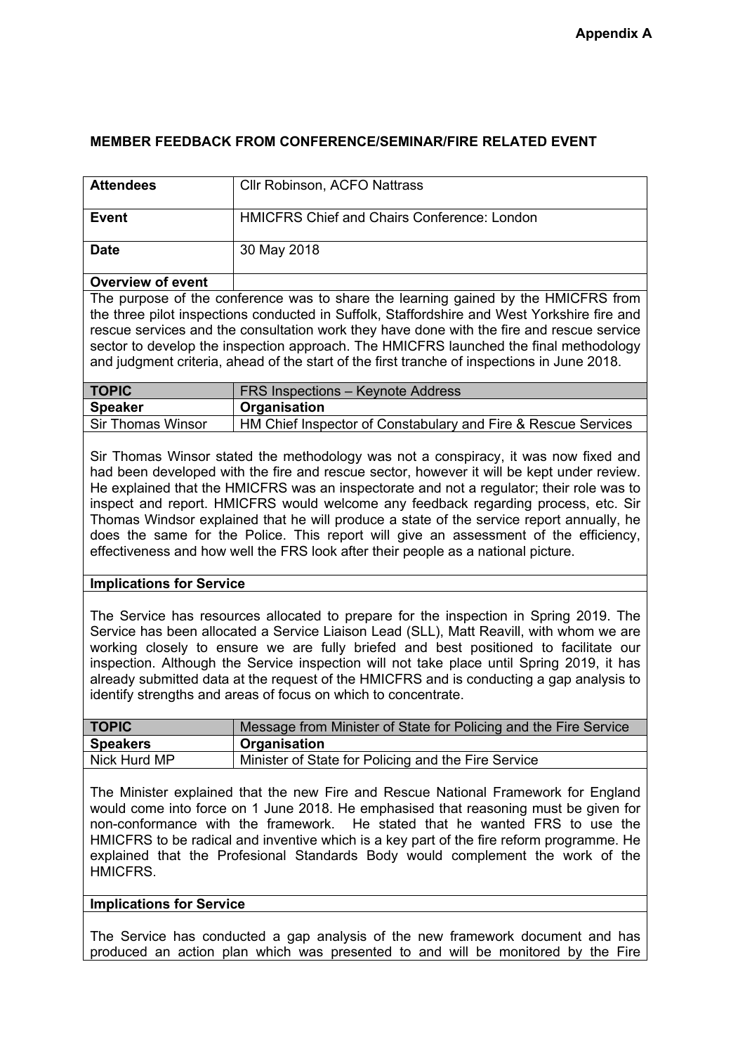**Appendix A**

**MEMBER FEEDBACK FROM CONFERENCE/SEMINAR/FIRE RELATED EVENT**

| **Attendees** | Cllr Robinson, ACFO Nattrass |
|---|---|
| **Event** | HMICFRS Chief and Chairs Conference: London |
| **Date** | 30 May 2018 |
| **Overview of event** | |

The purpose of the conference was to share the learning gained by the HMICFRS from the three pilot inspections conducted in Suffolk, Staffordshire and West Yorkshire fire and rescue services and the consultation work they have done with the fire and rescue service sector to develop the inspection approach. The HMICFRS launched the final methodology and judgment criteria, ahead of the start of the first tranche of inspections in June 2018.

| **TOPIC** | FRS Inspections – Keynote Address |
|---|---|
| **Speaker** | **Organisation** |
| Sir Thomas Winsor | HM Chief Inspector of Constabulary and Fire & Rescue Services |

Sir Thomas Winsor stated the methodology was not a conspiracy, it was now fixed and had been developed with the fire and rescue sector, however it will be kept under review. He explained that the HMICFRS was an inspectorate and not a regulator; their role was to inspect and report. HMICFRS would welcome any feedback regarding process, etc. Sir Thomas Windsor explained that he will produce a state of the service report annually, he does the same for the Police. This report will give an assessment of the efficiency, effectiveness and how well the FRS look after their people as a national picture.

**Implications for Service**

The Service has resources allocated to prepare for the inspection in Spring 2019. The Service has been allocated a Service Liaison Lead (SLL), Matt Reavill, with whom we are working closely to ensure we are fully briefed and best positioned to facilitate our inspection. Although the Service inspection will not take place until Spring 2019, it has already submitted data at the request of the HMICFRS and is conducting a gap analysis to identify strengths and areas of focus on which to concentrate.

| **TOPIC** | Message from Minister of State for Policing and the Fire Service |
|---|---|
| **Speakers** | **Organisation** |
| Nick Hurd MP | Minister of State for Policing and the Fire Service |

The Minister explained that the new Fire and Rescue National Framework for England would come into force on 1 June 2018. He emphasised that reasoning must be given for non-conformance with the framework. He stated that he wanted FRS to use the HMICFRS to be radical and inventive which is a key part of the fire reform programme. He explained that the Profesional Standards Body would complement the work of the HMICFRS.

**Implications for Service**

The Service has conducted a gap analysis of the new framework document and has produced an action plan which was presented to and will be monitored by the Fire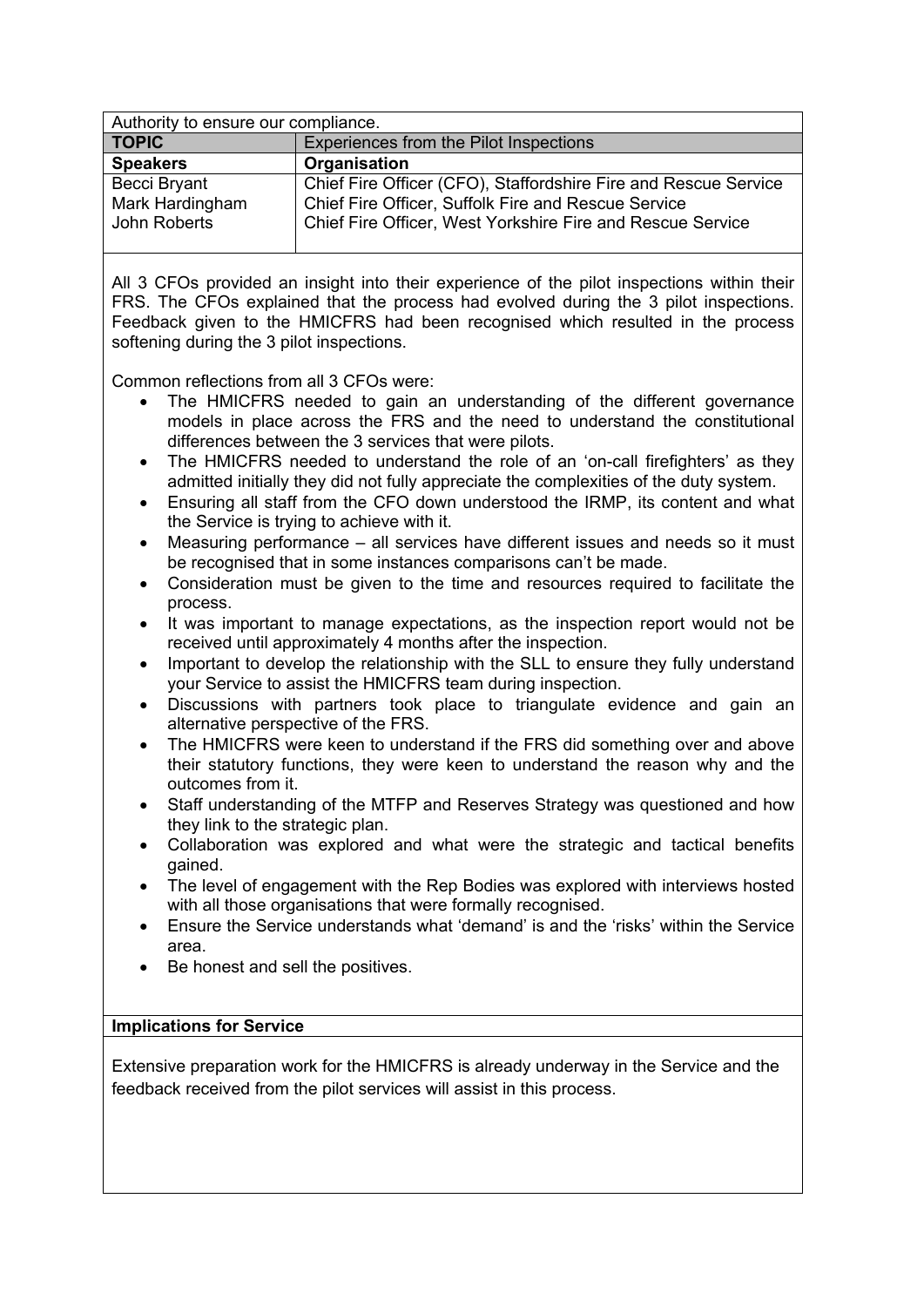Authority to ensure our compliance.

| TOPIC | Experiences from the Pilot Inspections |
|---|---|
| **Speakers** | **Organisation** |
| Becci Bryant<br>Mark Hardingham<br>John Roberts | Chief Fire Officer (CFO), Staffordshire Fire and Rescue Service<br>Chief Fire Officer, Suffolk Fire and Rescue Service<br>Chief Fire Officer, West Yorkshire Fire and Rescue Service |

All 3 CFOs provided an insight into their experience of the pilot inspections within their FRS. The CFOs explained that the process had evolved during the 3 pilot inspections. Feedback given to the HMICFRS had been recognised which resulted in the process softening during the 3 pilot inspections.

Common reflections from all 3 CFOs were:

- The HMICFRS needed to gain an understanding of the different governance models in place across the FRS and the need to understand the constitutional differences between the 3 services that were pilots.
- The HMICFRS needed to understand the role of an 'on-call firefighters' as they admitted initially they did not fully appreciate the complexities of the duty system.
- Ensuring all staff from the CFO down understood the IRMP, its content and what the Service is trying to achieve with it.
- Measuring performance – all services have different issues and needs so it must be recognised that in some instances comparisons can't be made.
- Consideration must be given to the time and resources required to facilitate the process.
- It was important to manage expectations, as the inspection report would not be received until approximately 4 months after the inspection.
- Important to develop the relationship with the SLL to ensure they fully understand your Service to assist the HMICFRS team during inspection.
- Discussions with partners took place to triangulate evidence and gain an alternative perspective of the FRS.
- The HMICFRS were keen to understand if the FRS did something over and above their statutory functions, they were keen to understand the reason why and the outcomes from it.
- Staff understanding of the MTFP and Reserves Strategy was questioned and how they link to the strategic plan.
- Collaboration was explored and what were the strategic and tactical benefits gained.
- The level of engagement with the Rep Bodies was explored with interviews hosted with all those organisations that were formally recognised.
- Ensure the Service understands what 'demand' is and the 'risks' within the Service area.
- Be honest and sell the positives.

**Implications for Service**

Extensive preparation work for the HMICFRS is already underway in the Service and the feedback received from the pilot services will assist in this process.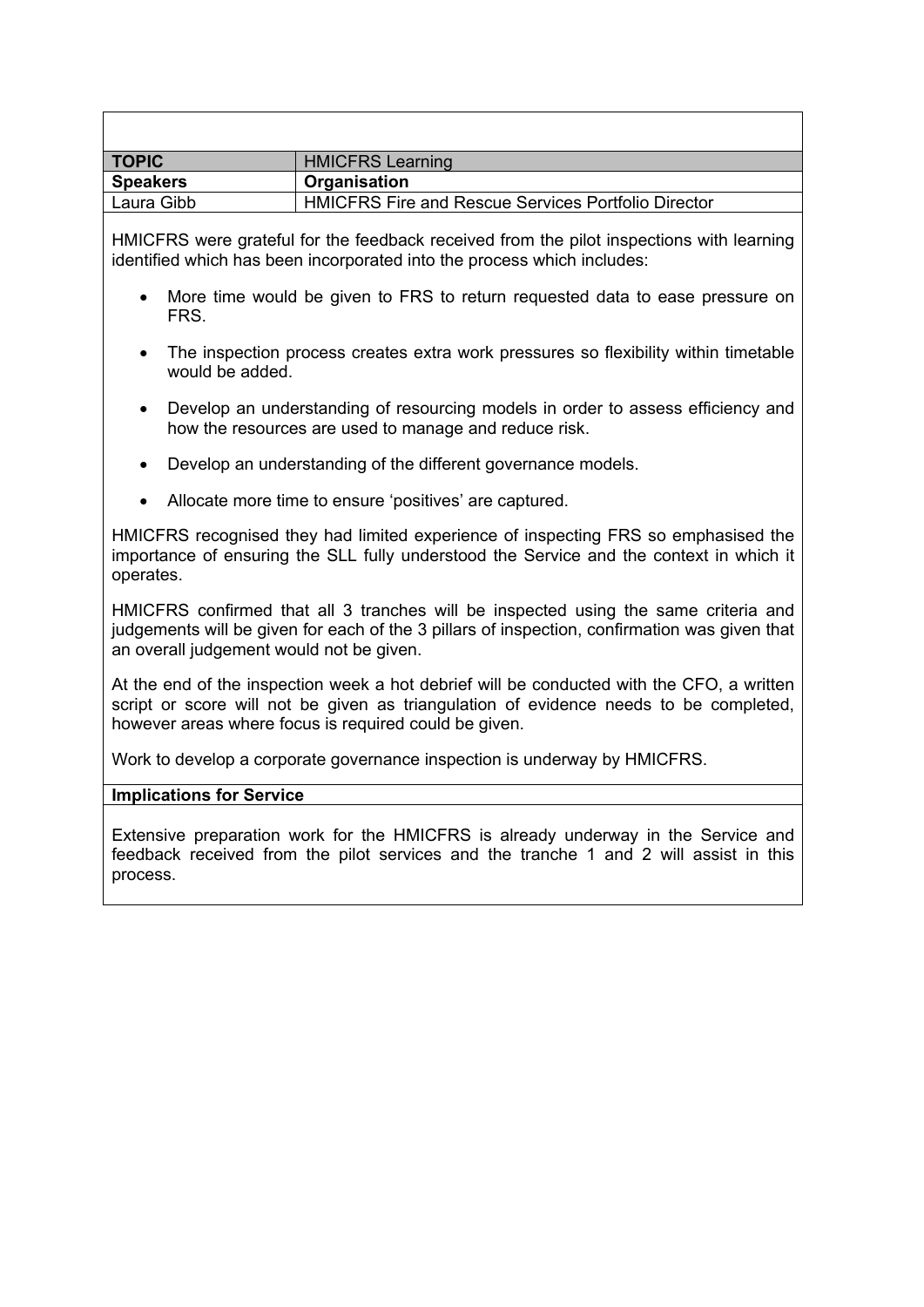| | |
|---|---|
| **TOPIC** | HMICFRS Learning |
| **Speakers** | **Organisation** |
| Laura Gibb | HMICFRS Fire and Rescue Services Portfolio Director |

HMICFRS were grateful for the feedback received from the pilot inspections with learning identified which has been incorporated into the process which includes:

- More time would be given to FRS to return requested data to ease pressure on FRS.
- The inspection process creates extra work pressures so flexibility within timetable would be added.
- Develop an understanding of resourcing models in order to assess efficiency and how the resources are used to manage and reduce risk.
- Develop an understanding of the different governance models.
- Allocate more time to ensure 'positives' are captured.

HMICFRS recognised they had limited experience of inspecting FRS so emphasised the importance of ensuring the SLL fully understood the Service and the context in which it operates.

HMICFRS confirmed that all 3 tranches will be inspected using the same criteria and judgements will be given for each of the 3 pillars of inspection, confirmation was given that an overall judgement would not be given.

At the end of the inspection week a hot debrief will be conducted with the CFO, a written script or score will not be given as triangulation of evidence needs to be completed, however areas where focus is required could be given.

Work to develop a corporate governance inspection is underway by HMICFRS.

**Implications for Service**

Extensive preparation work for the HMICFRS is already underway in the Service and feedback received from the pilot services and the tranche 1 and 2 will assist in this process.